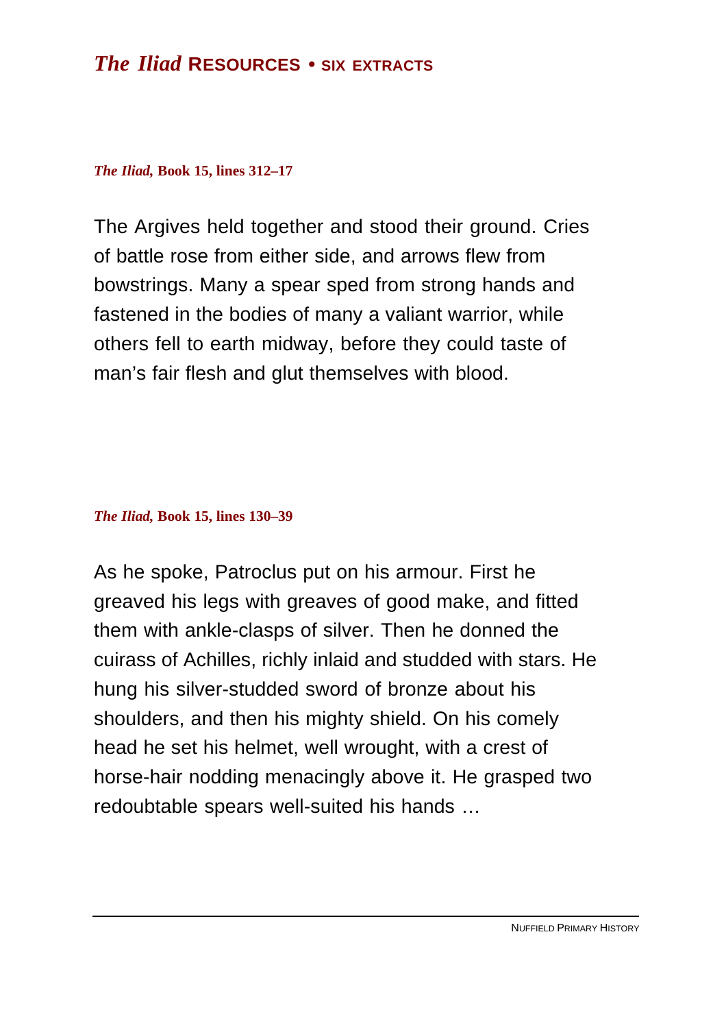# *The Iliad* RESOURCES • SIX EXTRACTS

### *The Iliad,* Book 15, lines 312–17

The Argives held together and stood their ground. Cries of battle rose from either side, and arrows flew from bowstrings. Many a spear sped from strong hands and fastened in the bodies of many a valiant warrior, while others fell to earth midway, before they could taste of man's fair flesh and glut themselves with blood.

### *The Iliad,* Book 15, lines 130–39

As he spoke, Patroclus put on his armour. First he greaved his legs with greaves of good make, and fitted them with ankle-clasps of silver. Then he donned the cuirass of Achilles, richly inlaid and studded with stars. He hung his silver-studded sword of bronze about his shoulders, and then his mighty shield. On his comely head he set his helmet, well wrought, with a crest of horse-hair nodding menacingly above it. He grasped two redoubtable spears well-suited his hands …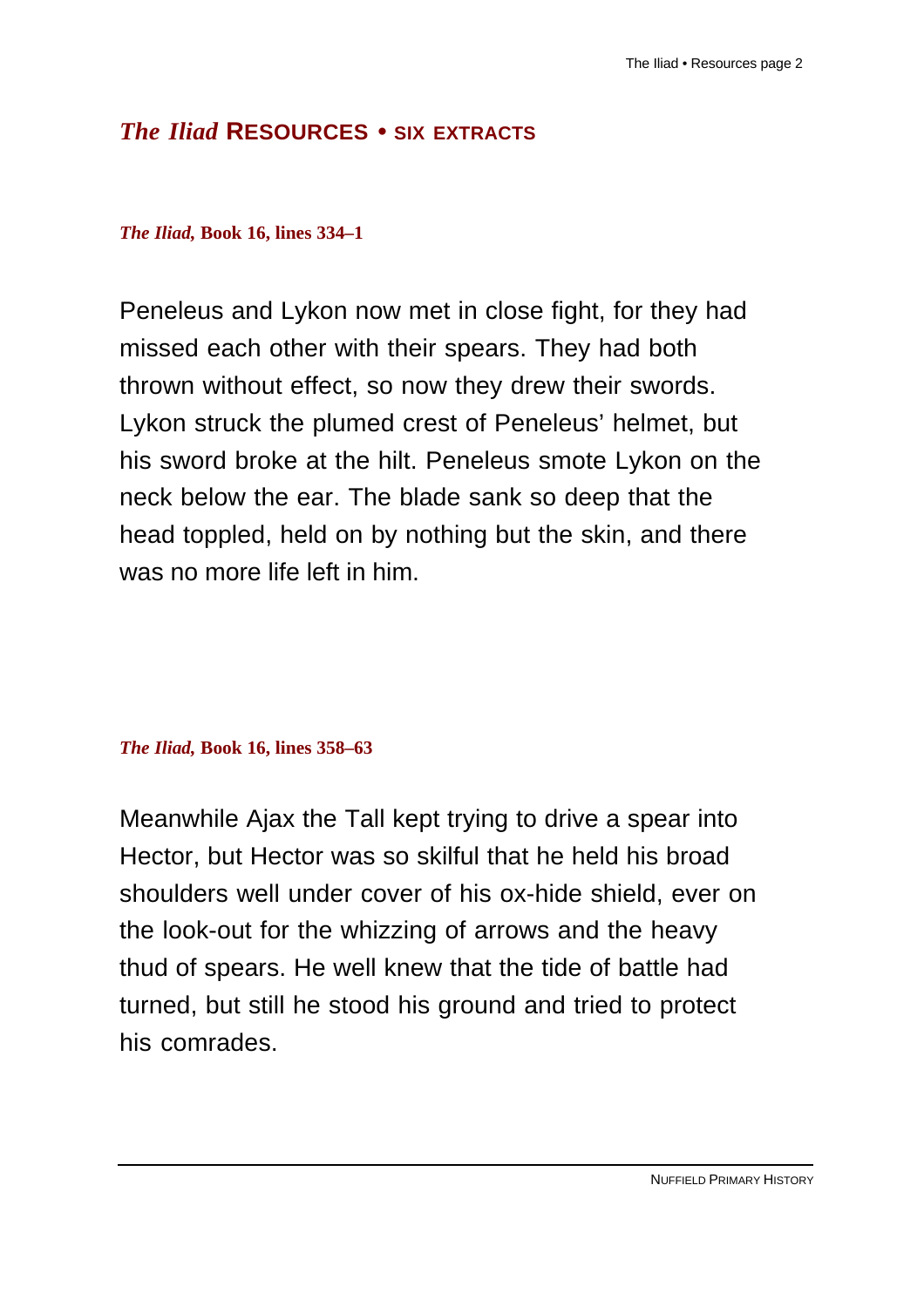# *The Iliad* RESOURCES • SIX EXTRACTS

### *The Iliad,* Book 16, lines 334–1

Peneleus and Lykon now met in close fight, for they had missed each other with their spears. They had both thrown without effect, so now they drew their swords. Lykon struck the plumed crest of Peneleus' helmet, but his sword broke at the hilt. Peneleus smote Lykon on the neck below the ear. The blade sank so deep that the head toppled, held on by nothing but the skin, and there was no more life left in him.

### *The Iliad,* Book 16, lines 358–63

Meanwhile Ajax the Tall kept trying to drive a spear into Hector, but Hector was so skilful that he held his broad shoulders well under cover of his ox-hide shield, ever on the look-out for the whizzing of arrows and the heavy thud of spears. He well knew that the tide of battle had turned, but still he stood his ground and tried to protect his comrades.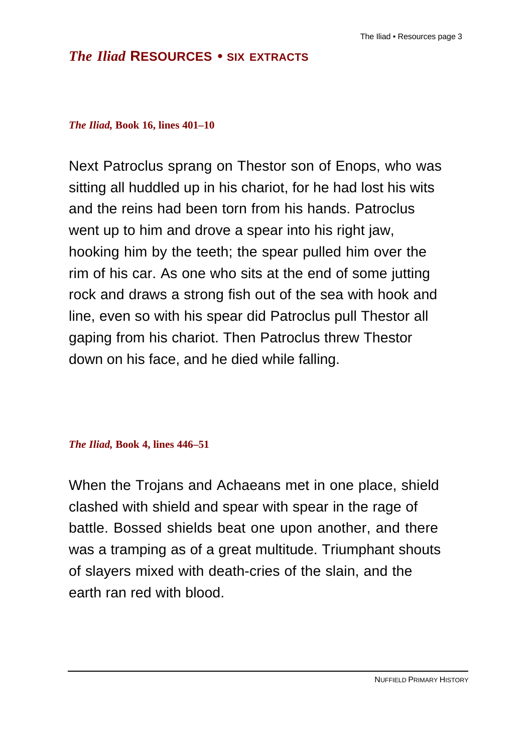## *The Iliad* RESOURCES • SIX EXTRACTS

***The Iliad*, Book 16, lines 401–10**

Next Patroclus sprang on Thestor son of Enops, who was sitting all huddled up in his chariot, for he had lost his wits and the reins had been torn from his hands. Patroclus went up to him and drove a spear into his right jaw, hooking him by the teeth; the spear pulled him over the rim of his car. As one who sits at the end of some jutting rock and draws a strong fish out of the sea with hook and line, even so with his spear did Patroclus pull Thestor all gaping from his chariot. Then Patroclus threw Thestor down on his face, and he died while falling.

***The Iliad*, Book 4, lines 446–51**

When the Trojans and Achaeans met in one place, shield clashed with shield and spear with spear in the rage of battle. Bossed shields beat one upon another, and there was a tramping as of a great multitude. Triumphant shouts of slayers mixed with death-cries of the slain, and the earth ran red with blood.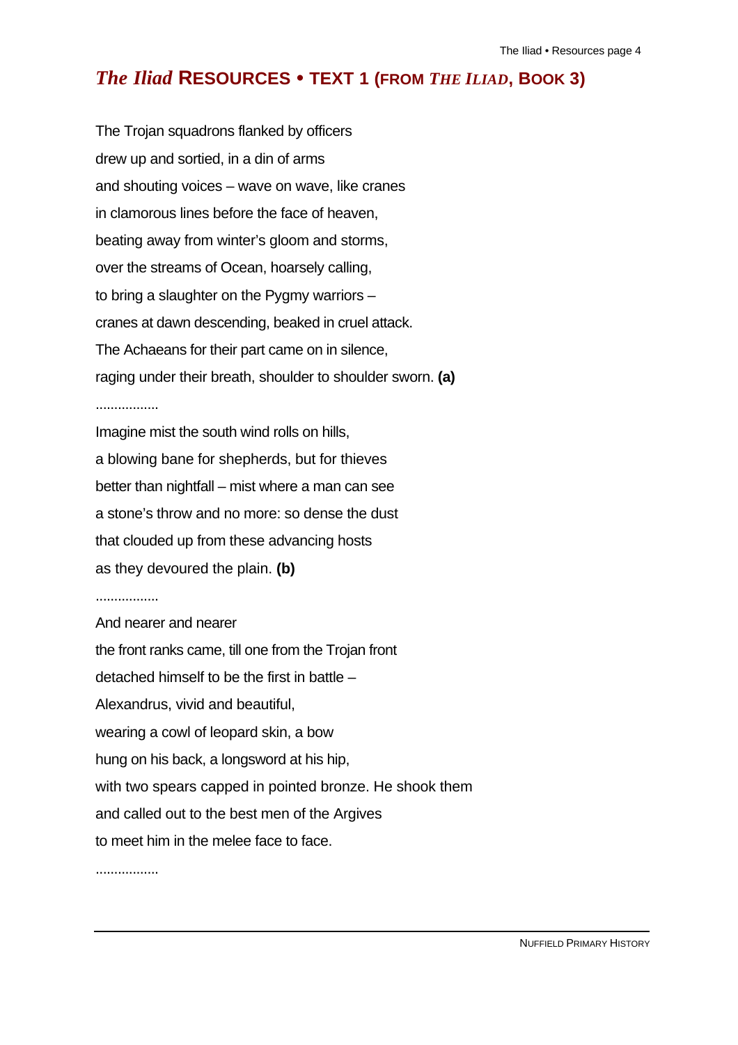## *The Iliad* RESOURCES • TEXT 1 (FROM *THE ILIAD*, BOOK 3)

The Trojan squadrons flanked by officers  
drew up and sortied, in a din of arms  
and shouting voices – wave on wave, like cranes  
in clamorous lines before the face of heaven,  
beating away from winter's gloom and storms,  
over the streams of Ocean, hoarsely calling,  
to bring a slaughter on the Pygmy warriors –  
cranes at dawn descending, beaked in cruel attack.  
The Achaeans for their part came on in silence,  
raging under their breath, shoulder to shoulder sworn. **(a)**

.................

Imagine mist the south wind rolls on hills,  
a blowing bane for shepherds, but for thieves  
better than nightfall – mist where a man can see  
a stone's throw and no more: so dense the dust  
that clouded up from these advancing hosts  
as they devoured the plain. **(b)**

.................

And nearer and nearer  
the front ranks came, till one from the Trojan front  
detached himself to be the first in battle –  
Alexandrus, vivid and beautiful,  
wearing a cowl of leopard skin, a bow  
hung on his back, a longsword at his hip,  
with two spears capped in pointed bronze. He shook them  
and called out to the best men of the Argives  
to meet him in the melee face to face.

.................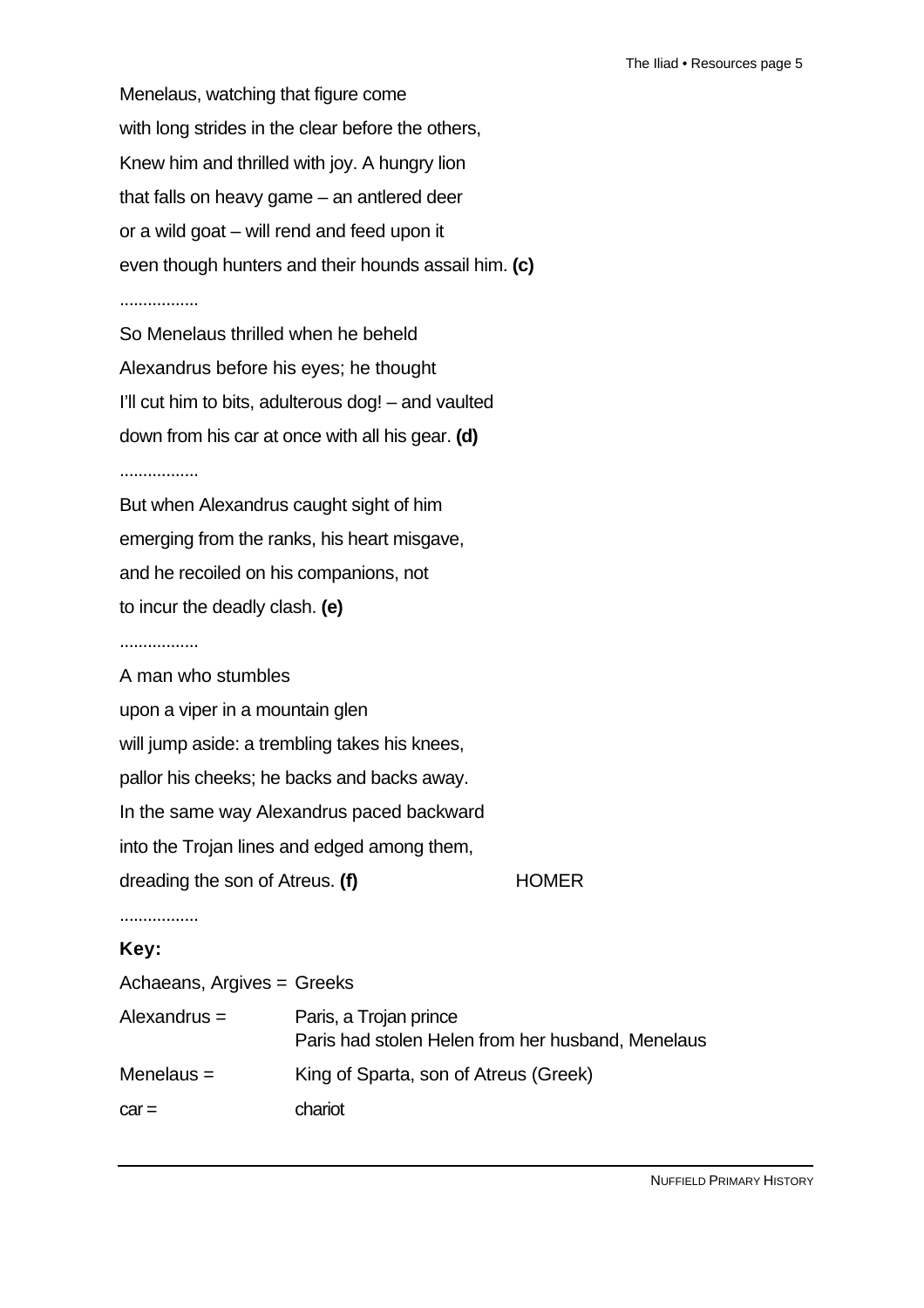Menelaus, watching that figure come  
with long strides in the clear before the others,  
Knew him and thrilled with joy. A hungry lion  
that falls on heavy game – an antlered deer  
or a wild goat – will rend and feed upon it  
even though hunters and their hounds assail him. **(c)**

.................

So Menelaus thrilled when he beheld  
Alexandrus before his eyes; he thought  
I'll cut him to bits, adulterous dog! – and vaulted  
down from his car at once with all his gear. **(d)**

.................

But when Alexandrus caught sight of him  
emerging from the ranks, his heart misgave,  
and he recoiled on his companions, not  
to incur the deadly clash. **(e)**

.................

A man who stumbles  
upon a viper in a mountain glen  
will jump aside: a trembling takes his knees,  
pallor his cheeks; he backs and backs away.  
In the same way Alexandrus paced backward  
into the Trojan lines and edged among them,  
dreading the son of Atreus. **(f)** HOMER

.................

**Key:**

| | |
|---|---|
| Achaeans, Argives = | Greeks |
| Alexandrus = | Paris, a Trojan prince<br>Paris had stolen Helen from her husband, Menelaus |
| Menelaus = | King of Sparta, son of Atreus (Greek) |
| car = | chariot |